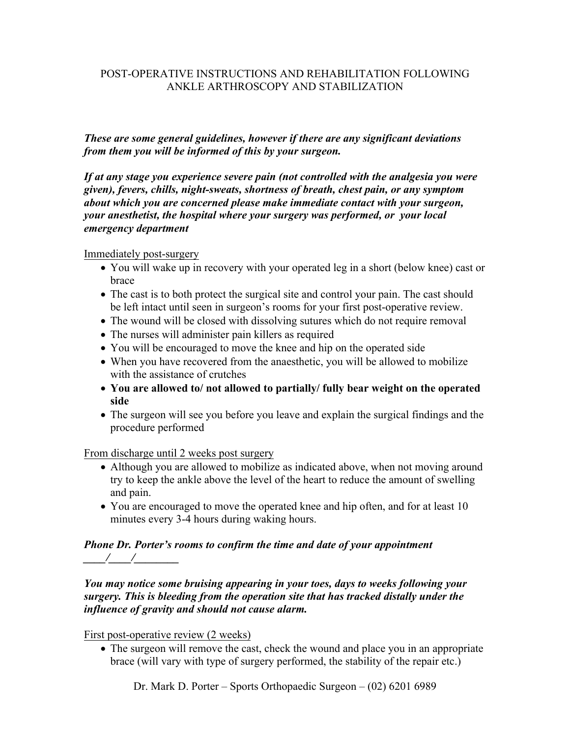# POST-OPERATIVE INSTRUCTIONS AND REHABILITATION FOLLOWING ANKLE ARTHROSCOPY AND STABILIZATION

***These are some general guidelines, however if there are any significant deviations from them you will be informed of this by your surgeon.***

***If at any stage you experience severe pain (not controlled with the analgesia you were given), fevers, chills, night-sweats, shortness of breath, chest pain, or any symptom about which you are concerned please make immediate contact with your surgeon, your anesthetist, the hospital where your surgery was performed, or your local emergency department***

<u>Immediately post-surgery</u>

- You will wake up in recovery with your operated leg in a short (below knee) cast or brace
- The cast is to both protect the surgical site and control your pain. The cast should be left intact until seen in surgeon's rooms for your first post-operative review.
- The wound will be closed with dissolving sutures which do not require removal
- The nurses will administer pain killers as required
- You will be encouraged to move the knee and hip on the operated side
- When you have recovered from the anaesthetic, you will be allowed to mobilize with the assistance of crutches
- **You are allowed to/ not allowed to partially/ fully bear weight on the operated side**
- The surgeon will see you before you leave and explain the surgical findings and the procedure performed

<u>From discharge until 2 weeks post surgery</u>

- Although you are allowed to mobilize as indicated above, when not moving around try to keep the ankle above the level of the heart to reduce the amount of swelling and pain.
- You are encouraged to move the operated knee and hip often, and for at least 10 minutes every 3-4 hours during waking hours.

***Phone Dr. Porter's rooms to confirm the time and date of your appointment ____/____/________***

***You may notice some bruising appearing in your toes, days to weeks following your surgery. This is bleeding from the operation site that has tracked distally under the influence of gravity and should not cause alarm.***

<u>First post-operative review (2 weeks)</u>

- The surgeon will remove the cast, check the wound and place you in an appropriate brace (will vary with type of surgery performed, the stability of the repair etc.)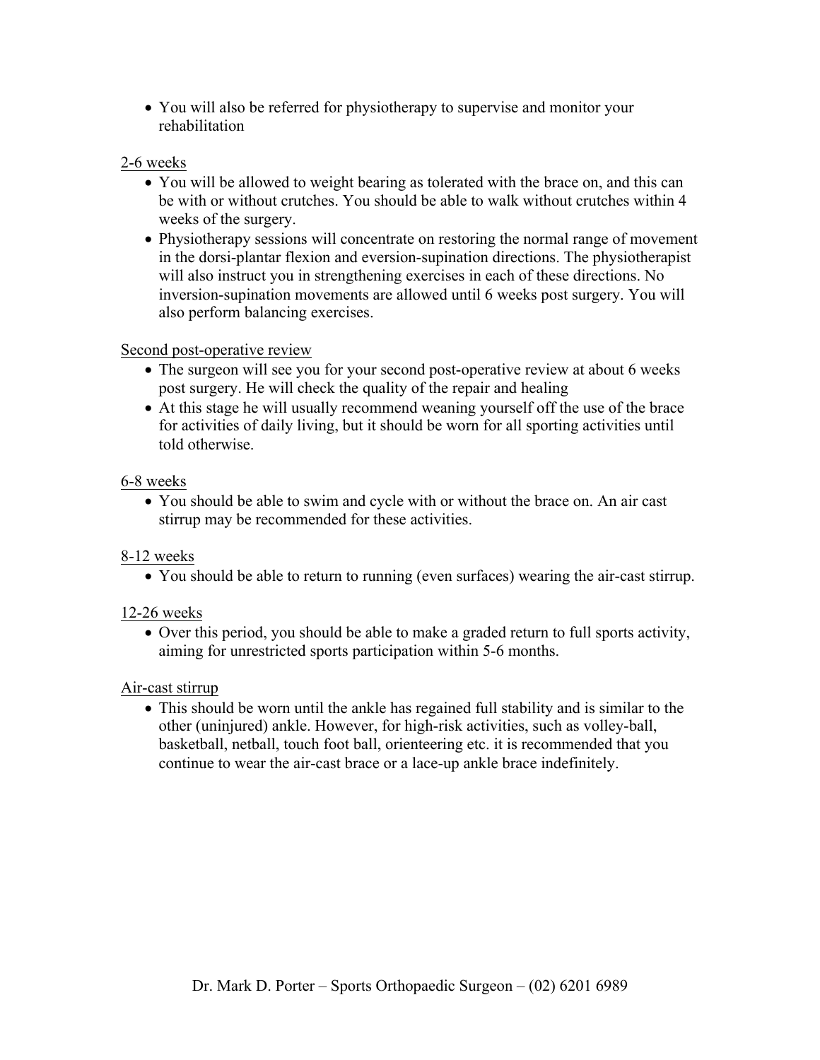- You will also be referred for physiotherapy to supervise and monitor your rehabilitation

2-6 weeks

- You will be allowed to weight bearing as tolerated with the brace on, and this can be with or without crutches. You should be able to walk without crutches within 4 weeks of the surgery.
- Physiotherapy sessions will concentrate on restoring the normal range of movement in the dorsi-plantar flexion and eversion-supination directions. The physiotherapist will also instruct you in strengthening exercises in each of these directions. No inversion-supination movements are allowed until 6 weeks post surgery. You will also perform balancing exercises.

Second post-operative review

- The surgeon will see you for your second post-operative review at about 6 weeks post surgery. He will check the quality of the repair and healing
- At this stage he will usually recommend weaning yourself off the use of the brace for activities of daily living, but it should be worn for all sporting activities until told otherwise.

6-8 weeks

- You should be able to swim and cycle with or without the brace on. An air cast stirrup may be recommended for these activities.

8-12 weeks

- You should be able to return to running (even surfaces) wearing the air-cast stirrup.

12-26 weeks

- Over this period, you should be able to make a graded return to full sports activity, aiming for unrestricted sports participation within 5-6 months.

Air-cast stirrup

- This should be worn until the ankle has regained full stability and is similar to the other (uninjured) ankle. However, for high-risk activities, such as volley-ball, basketball, netball, touch foot ball, orienteering etc. it is recommended that you continue to wear the air-cast brace or a lace-up ankle brace indefinitely.